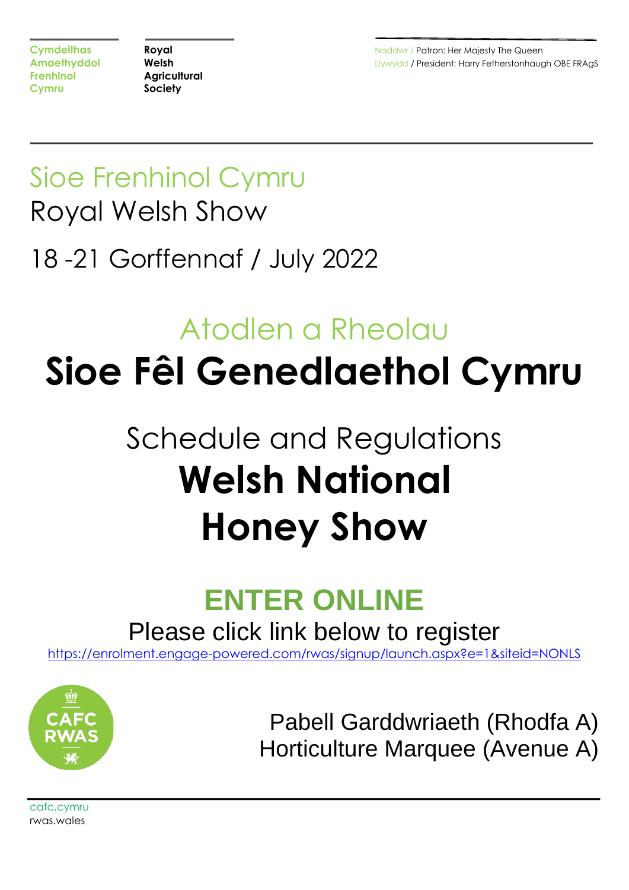Cymdeithas Amaethyddol Frenhinol Cymru

Royal Welsh Agricultural Society

Noddwr / Patron: Her Majesty The Queen
Llywydd / President: Harry Fetherstonhaugh OBE FRAgS

# Sioe Frenhinol Cymru
# Royal Welsh Show

## 18 -21 Gorffennaf / July 2022

## Atodlen a Rheolau
# Sioe Fêl Genedlaethol Cymru

## Schedule and Regulations
# Welsh National Honey Show

## ENTER ONLINE

Please click link below to register

https://enrolment.engage-powered.com/rwas/signup/launch.aspx?e=1&siteid=NONLS

CAFC RWAS

Pabell Garddwriaeth (Rhodfa A)
Horticulture Marquee (Avenue A)

cafc.cymru
rwas.wales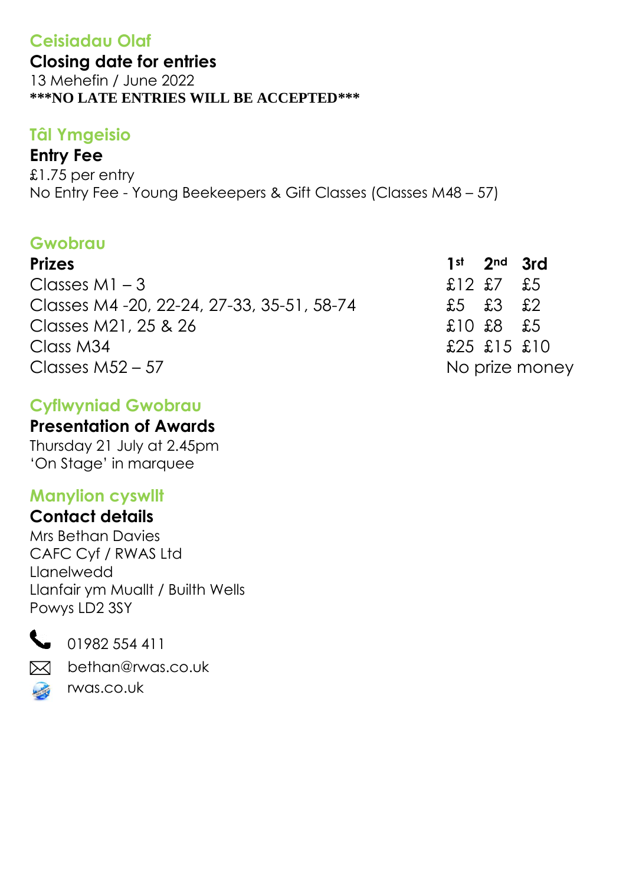## Ceisiadau Olaf

**Closing date for entries**

13 Mehefin / June 2022

**\*\*\*NO LATE ENTRIES WILL BE ACCEPTED\*\*\***

## Tâl Ymgeisio

**Entry Fee**

£1.75 per entry

No Entry Fee - Young Beekeepers & Gift Classes (Classes M48 – 57)

## Gwobrau

| **Prizes** | **1st** | **2nd** | **3rd** |
|---|---|---|---|
| Classes M1 – 3 | £12 | £7 | £5 |
| Classes M4 -20, 22-24, 27-33, 35-51, 58-74 | £5 | £3 | £2 |
| Classes M21, 25 & 26 | £10 | £8 | £5 |
| Class M34 | £25 | £15 | £10 |
| Classes M52 – 57 | No prize money | | |

## Cyflwyniad Gwobrau

**Presentation of Awards**

Thursday 21 July at 2.45pm

'On Stage' in marquee

## Manylion cyswllt

**Contact details**

Mrs Bethan Davies
CAFC Cyf / RWAS Ltd
Llanelwedd
Llanfair ym Muallt / Builth Wells
Powys LD2 3SY

01982 554 411

bethan@rwas.co.uk

rwas.co.uk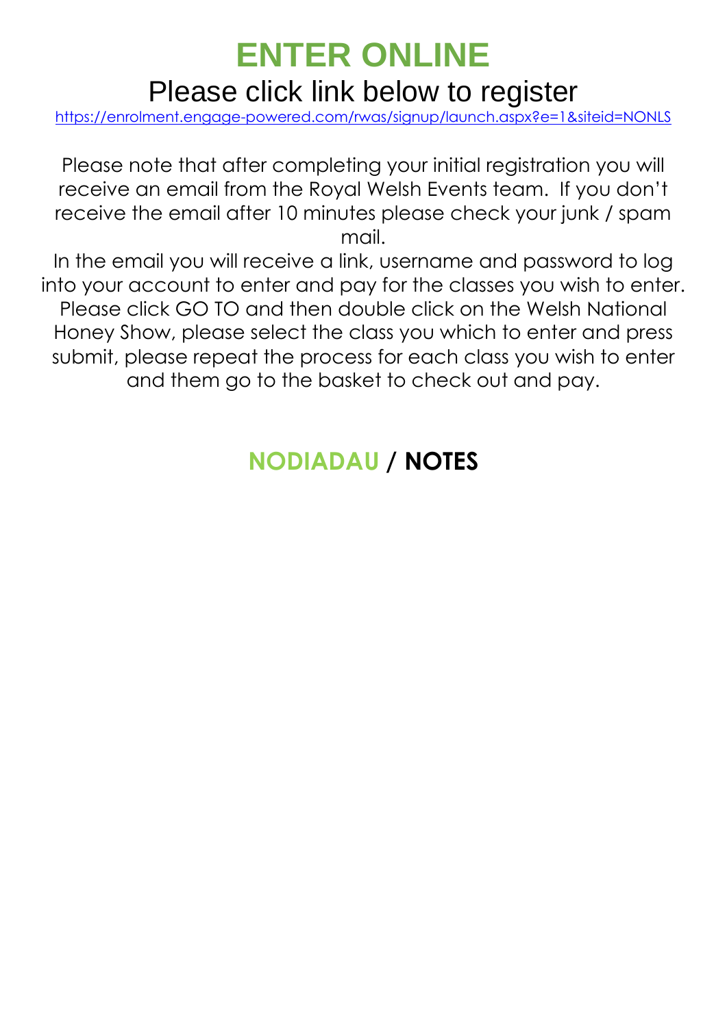# ENTER ONLINE

## Please click link below to register

https://enrolment.engage-powered.com/rwas/signup/launch.aspx?e=1&siteid=NONLS

Please note that after completing your initial registration you will receive an email from the Royal Welsh Events team. If you don't receive the email after 10 minutes please check your junk / spam mail.

In the email you will receive a link, username and password to log into your account to enter and pay for the classes you wish to enter. Please click GO TO and then double click on the Welsh National Honey Show, please select the class you which to enter and press submit, please repeat the process for each class you wish to enter and them go to the basket to check out and pay.

## NODIADAU / NOTES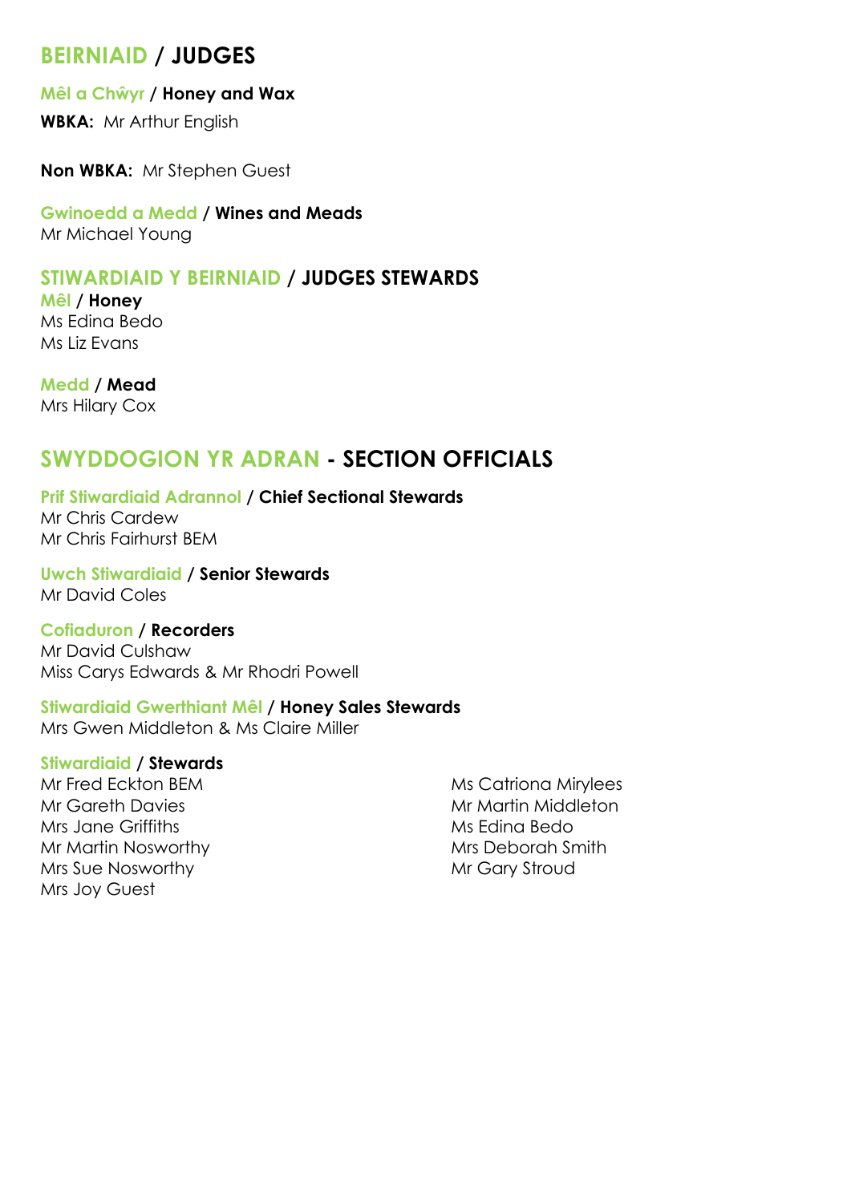## BEIRNIAID / JUDGES

### Mêl a Chŵyr / Honey and Wax

**WBKA:** Mr Arthur English

**Non WBKA:** Mr Stephen Guest

### Gwinoedd a Medd / Wines and Meads

Mr Michael Young

## STIWARDIAID Y BEIRNIAID / JUDGES STEWARDS

### Mêl / Honey

Ms Edina Bedo
Ms Liz Evans

### Medd / Mead

Mrs Hilary Cox

## SWYDDOGION YR ADRAN - SECTION OFFICIALS

### Prif Stiwardiaid Adrannol / Chief Sectional Stewards

Mr Chris Cardew
Mr Chris Fairhurst BEM

### Uwch Stiwardiaid / Senior Stewards

Mr David Coles

### Cofiaduron / Recorders

Mr David Culshaw
Miss Carys Edwards & Mr Rhodri Powell

### Stiwardiaid Gwerthiant Mêl / Honey Sales Stewards

Mrs Gwen Middleton & Ms Claire Miller

### Stiwardiaid / Stewards

Mr Fred Eckton BEM
Mr Gareth Davies
Mrs Jane Griffiths
Mr Martin Nosworthy
Mrs Sue Nosworthy
Mrs Joy Guest
Ms Catriona Mirylees
Mr Martin Middleton
Ms Edina Bedo
Mrs Deborah Smith
Mr Gary Stroud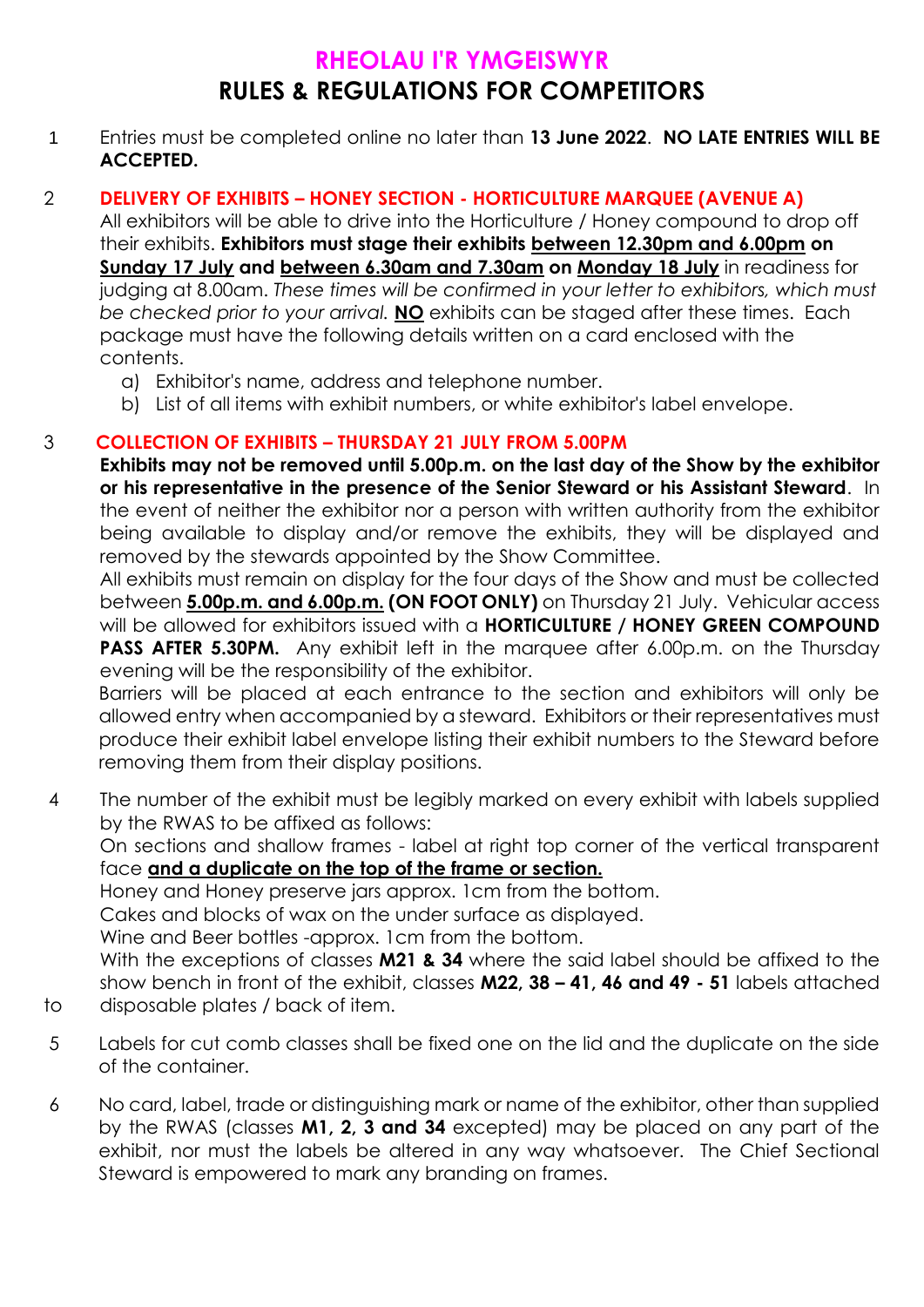# RHEOLAU I'R YMGEISWYR
# RULES & REGULATIONS FOR COMPETITORS

1. Entries must be completed online no later than **13 June 2022**. **NO LATE ENTRIES WILL BE ACCEPTED.**

2. **DELIVERY OF EXHIBITS – HONEY SECTION - HORTICULTURE MARQUEE (AVENUE A)**
   All exhibitors will be able to drive into the Horticulture / Honey compound to drop off their exhibits. **Exhibitors must stage their exhibits <u>between 12.30pm and 6.00pm</u> on <u>Sunday 17 July</u> and <u>between 6.30am and 7.30am</u> on <u>Monday 18 July</u>** in readiness for judging at 8.00am. *These times will be confirmed in your letter to exhibitors, which must be checked prior to your arrival.* **<u>NO</u>** exhibits can be staged after these times. Each package must have the following details written on a card enclosed with the contents.
   a) Exhibitor's name, address and telephone number.
   b) List of all items with exhibit numbers, or white exhibitor's label envelope.

3. **COLLECTION OF EXHIBITS – THURSDAY 21 JULY FROM 5.00PM**
   **Exhibits may not be removed until 5.00p.m. on the last day of the Show by the exhibitor or his representative in the presence of the Senior Steward or his Assistant Steward**. In the event of neither the exhibitor nor a person with written authority from the exhibitor being available to display and/or remove the exhibits, they will be displayed and removed by the stewards appointed by the Show Committee.
   All exhibits must remain on display for the four days of the Show and must be collected between **<u>5.00p.m. and 6.00p.m.</u> (ON FOOT ONLY)** on Thursday 21 July. Vehicular access will be allowed for exhibitors issued with a **HORTICULTURE / HONEY GREEN COMPOUND PASS AFTER 5.30PM.** Any exhibit left in the marquee after 6.00p.m. on the Thursday evening will be the responsibility of the exhibitor.
   Barriers will be placed at each entrance to the section and exhibitors will only be allowed entry when accompanied by a steward. Exhibitors or their representatives must produce their exhibit label envelope listing their exhibit numbers to the Steward before removing them from their display positions.

4. The number of the exhibit must be legibly marked on every exhibit with labels supplied by the RWAS to be affixed as follows:
   On sections and shallow frames - label at right top corner of the vertical transparent face **<u>and a duplicate on the top of the frame or section.</u>**
   Honey and Honey preserve jars approx. 1cm from the bottom.
   Cakes and blocks of wax on the under surface as displayed.
   Wine and Beer bottles -approx. 1cm from the bottom.
   With the exceptions of classes **M21 & 34** where the said label should be affixed to the show bench in front of the exhibit, classes **M22, 38 – 41, 46 and 49 - 51** labels attached to disposable plates / back of item.

5. Labels for cut comb classes shall be fixed one on the lid and the duplicate on the side of the container.

6. No card, label, trade or distinguishing mark or name of the exhibitor, other than supplied by the RWAS (classes **M1, 2, 3 and 34** excepted) may be placed on any part of the exhibit, nor must the labels be altered in any way whatsoever. The Chief Sectional Steward is empowered to mark any branding on frames.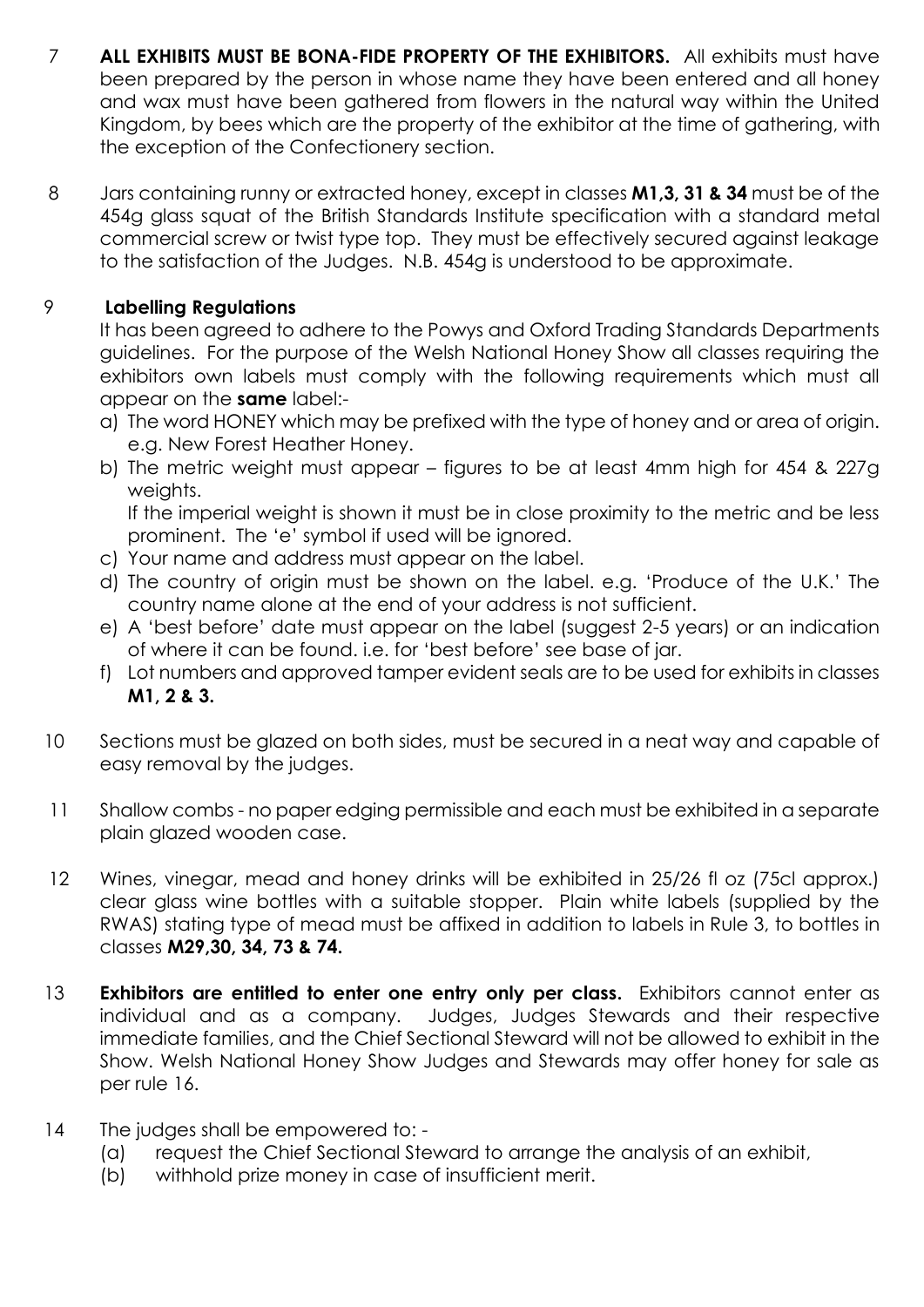7 **ALL EXHIBITS MUST BE BONA-FIDE PROPERTY OF THE EXHIBITORS.** All exhibits must have been prepared by the person in whose name they have been entered and all honey and wax must have been gathered from flowers in the natural way within the United Kingdom, by bees which are the property of the exhibitor at the time of gathering, with the exception of the Confectionery section.

8 Jars containing runny or extracted honey, except in classes **M1,3, 31 & 34** must be of the 454g glass squat of the British Standards Institute specification with a standard metal commercial screw or twist type top. They must be effectively secured against leakage to the satisfaction of the Judges. N.B. 454g is understood to be approximate.

9 **Labelling Regulations**

It has been agreed to adhere to the Powys and Oxford Trading Standards Departments guidelines. For the purpose of the Welsh National Honey Show all classes requiring the exhibitors own labels must comply with the following requirements which must all appear on the **same** label:-

a) The word HONEY which may be prefixed with the type of honey and or area of origin. e.g. New Forest Heather Honey.
b) The metric weight must appear – figures to be at least 4mm high for 454 & 227g weights.
   If the imperial weight is shown it must be in close proximity to the metric and be less prominent. The 'e' symbol if used will be ignored.
c) Your name and address must appear on the label.
d) The country of origin must be shown on the label. e.g. 'Produce of the U.K.' The country name alone at the end of your address is not sufficient.
e) A 'best before' date must appear on the label (suggest 2-5 years) or an indication of where it can be found. i.e. for 'best before' see base of jar.
f) Lot numbers and approved tamper evident seals are to be used for exhibits in classes **M1, 2 & 3.**

10 Sections must be glazed on both sides, must be secured in a neat way and capable of easy removal by the judges.

11 Shallow combs - no paper edging permissible and each must be exhibited in a separate plain glazed wooden case.

12 Wines, vinegar, mead and honey drinks will be exhibited in 25/26 fl oz (75cl approx.) clear glass wine bottles with a suitable stopper. Plain white labels (supplied by the RWAS) stating type of mead must be affixed in addition to labels in Rule 3, to bottles in classes **M29,30, 34, 73 & 74.**

13 **Exhibitors are entitled to enter one entry only per class.** Exhibitors cannot enter as individual and as a company. Judges, Judges Stewards and their respective immediate families, and the Chief Sectional Steward will not be allowed to exhibit in the Show. Welsh National Honey Show Judges and Stewards may offer honey for sale as per rule 16.

14 The judges shall be empowered to: -

(a) request the Chief Sectional Steward to arrange the analysis of an exhibit,
(b) withhold prize money in case of insufficient merit.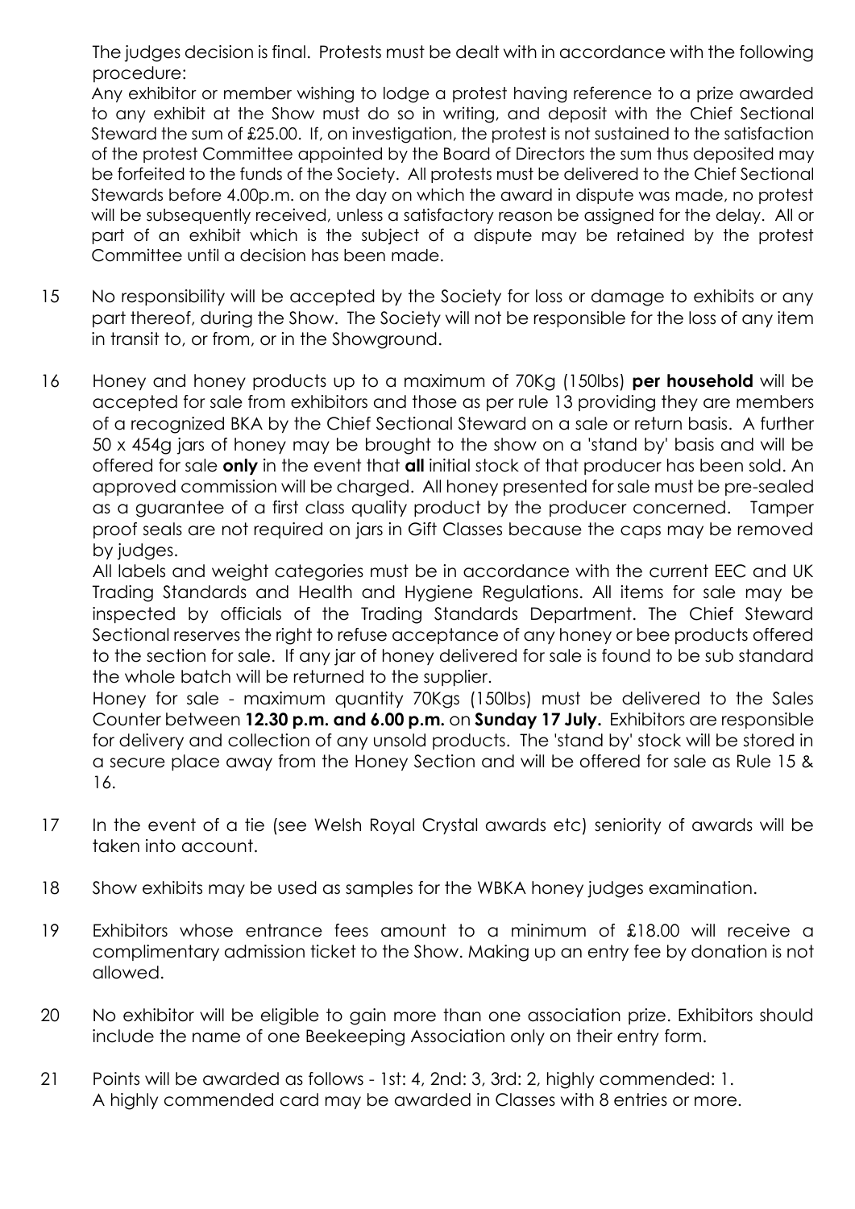The judges decision is final. Protests must be dealt with in accordance with the following procedure:

Any exhibitor or member wishing to lodge a protest having reference to a prize awarded to any exhibit at the Show must do so in writing, and deposit with the Chief Sectional Steward the sum of £25.00. If, on investigation, the protest is not sustained to the satisfaction of the protest Committee appointed by the Board of Directors the sum thus deposited may be forfeited to the funds of the Society. All protests must be delivered to the Chief Sectional Stewards before 4.00p.m. on the day on which the award in dispute was made, no protest will be subsequently received, unless a satisfactory reason be assigned for the delay. All or part of an exhibit which is the subject of a dispute may be retained by the protest Committee until a decision has been made.

15 No responsibility will be accepted by the Society for loss or damage to exhibits or any part thereof, during the Show. The Society will not be responsible for the loss of any item in transit to, or from, or in the Showground.

16 Honey and honey products up to a maximum of 70Kg (150lbs) **per household** will be accepted for sale from exhibitors and those as per rule 13 providing they are members of a recognized BKA by the Chief Sectional Steward on a sale or return basis. A further 50 x 454g jars of honey may be brought to the show on a 'stand by' basis and will be offered for sale **only** in the event that **all** initial stock of that producer has been sold. An approved commission will be charged. All honey presented for sale must be pre-sealed as a guarantee of a first class quality product by the producer concerned. Tamper proof seals are not required on jars in Gift Classes because the caps may be removed by judges.

All labels and weight categories must be in accordance with the current EEC and UK Trading Standards and Health and Hygiene Regulations. All items for sale may be inspected by officials of the Trading Standards Department. The Chief Steward Sectional reserves the right to refuse acceptance of any honey or bee products offered to the section for sale. If any jar of honey delivered for sale is found to be sub standard the whole batch will be returned to the supplier.

Honey for sale - maximum quantity 70Kgs (150lbs) must be delivered to the Sales Counter between **12.30 p.m. and 6.00 p.m.** on **Sunday 17 July.** Exhibitors are responsible for delivery and collection of any unsold products. The 'stand by' stock will be stored in a secure place away from the Honey Section and will be offered for sale as Rule 15 & 16.

17 In the event of a tie (see Welsh Royal Crystal awards etc) seniority of awards will be taken into account.

18 Show exhibits may be used as samples for the WBKA honey judges examination.

19 Exhibitors whose entrance fees amount to a minimum of £18.00 will receive a complimentary admission ticket to the Show. Making up an entry fee by donation is not allowed.

20 No exhibitor will be eligible to gain more than one association prize. Exhibitors should include the name of one Beekeeping Association only on their entry form.

21 Points will be awarded as follows - 1st: 4, 2nd: 3, 3rd: 2, highly commended: 1.
A highly commended card may be awarded in Classes with 8 entries or more.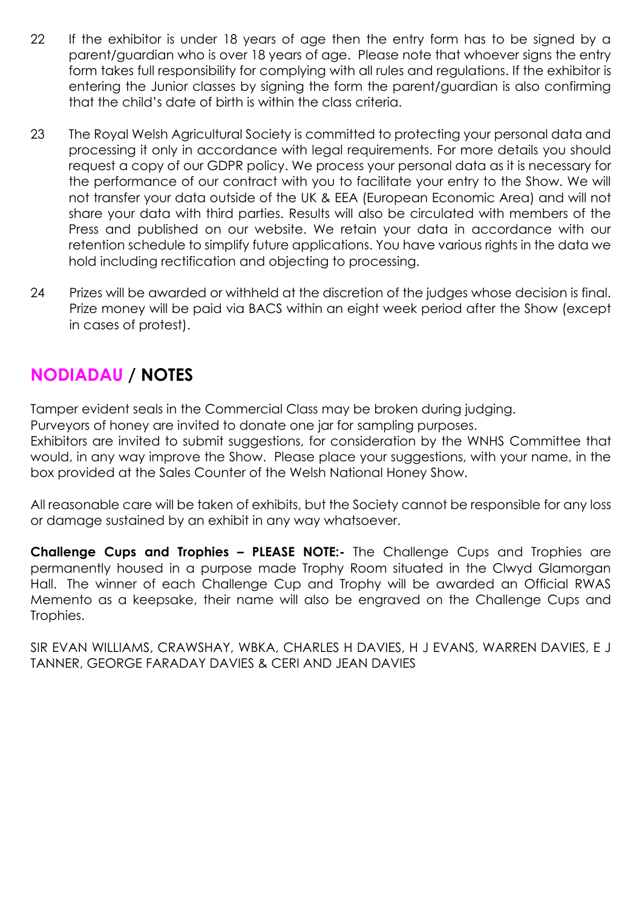22 If the exhibitor is under 18 years of age then the entry form has to be signed by a parent/guardian who is over 18 years of age. Please note that whoever signs the entry form takes full responsibility for complying with all rules and regulations. If the exhibitor is entering the Junior classes by signing the form the parent/guardian is also confirming that the child's date of birth is within the class criteria.

23 The Royal Welsh Agricultural Society is committed to protecting your personal data and processing it only in accordance with legal requirements. For more details you should request a copy of our GDPR policy. We process your personal data as it is necessary for the performance of our contract with you to facilitate your entry to the Show. We will not transfer your data outside of the UK & EEA (European Economic Area) and will not share your data with third parties. Results will also be circulated with members of the Press and published on our website. We retain your data in accordance with our retention schedule to simplify future applications. You have various rights in the data we hold including rectification and objecting to processing.

24 Prizes will be awarded or withheld at the discretion of the judges whose decision is final. Prize money will be paid via BACS within an eight week period after the Show (except in cases of protest).

## NODIADAU / NOTES

Tamper evident seals in the Commercial Class may be broken during judging.
Purveyors of honey are invited to donate one jar for sampling purposes.
Exhibitors are invited to submit suggestions, for consideration by the WNHS Committee that would, in any way improve the Show. Please place your suggestions, with your name, in the box provided at the Sales Counter of the Welsh National Honey Show.

All reasonable care will be taken of exhibits, but the Society cannot be responsible for any loss or damage sustained by an exhibit in any way whatsoever.

**Challenge Cups and Trophies – PLEASE NOTE:-** The Challenge Cups and Trophies are permanently housed in a purpose made Trophy Room situated in the Clwyd Glamorgan Hall. The winner of each Challenge Cup and Trophy will be awarded an Official RWAS Memento as a keepsake, their name will also be engraved on the Challenge Cups and Trophies.

SIR EVAN WILLIAMS, CRAWSHAY, WBKA, CHARLES H DAVIES, H J EVANS, WARREN DAVIES, E J TANNER, GEORGE FARADAY DAVIES & CERI AND JEAN DAVIES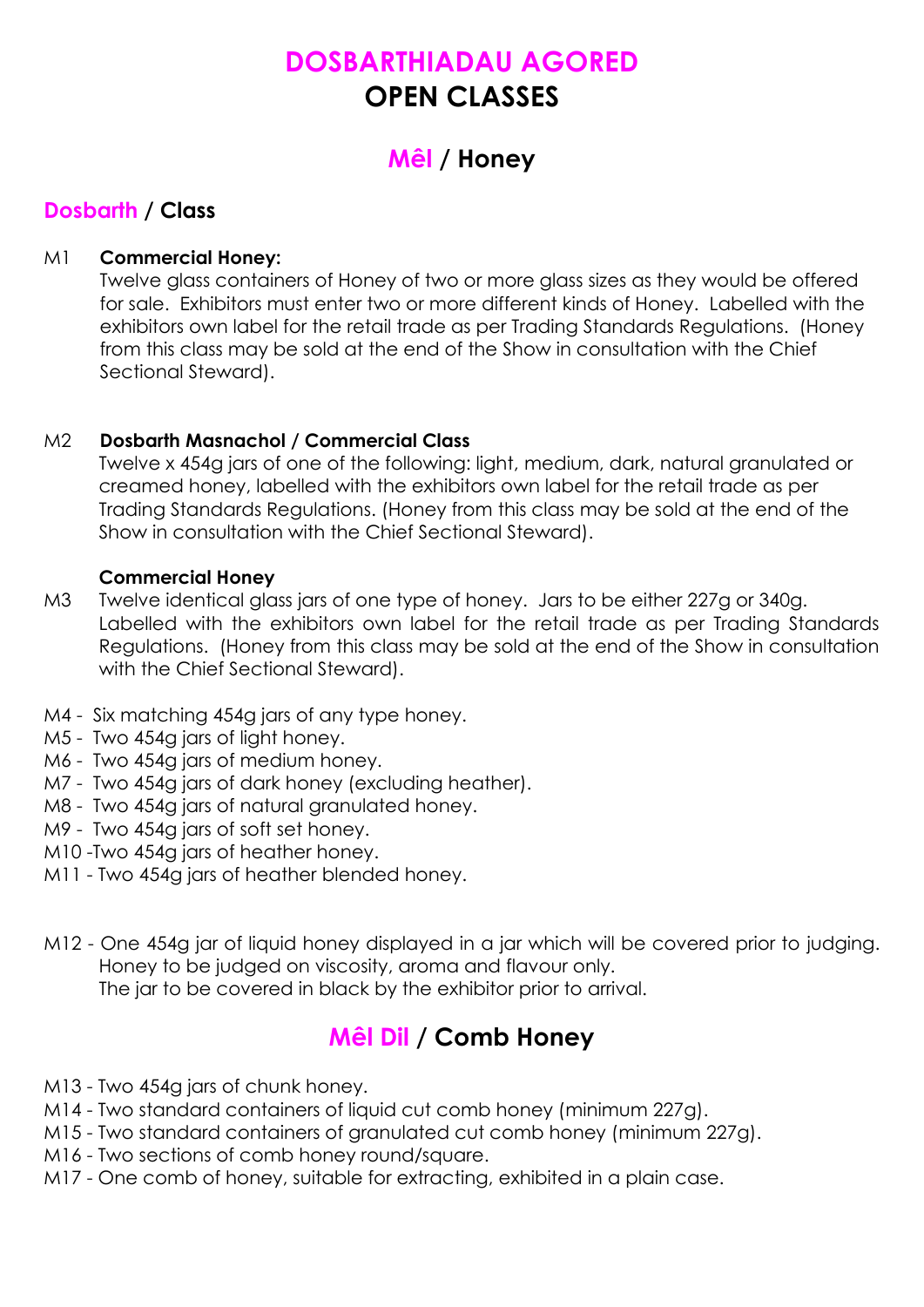# DOSBARTHIADAU AGORED
# OPEN CLASSES

## Mêl / Honey

### Dosbarth / Class

M1 **Commercial Honey:**
Twelve glass containers of Honey of two or more glass sizes as they would be offered for sale. Exhibitors must enter two or more different kinds of Honey. Labelled with the exhibitors own label for the retail trade as per Trading Standards Regulations. (Honey from this class may be sold at the end of the Show in consultation with the Chief Sectional Steward).

M2 **Dosbarth Masnachol / Commercial Class**
Twelve x 454g jars of one of the following: light, medium, dark, natural granulated or creamed honey, labelled with the exhibitors own label for the retail trade as per Trading Standards Regulations. (Honey from this class may be sold at the end of the Show in consultation with the Chief Sectional Steward).

**Commercial Honey**

M3 Twelve identical glass jars of one type of honey. Jars to be either 227g or 340g. Labelled with the exhibitors own label for the retail trade as per Trading Standards Regulations. (Honey from this class may be sold at the end of the Show in consultation with the Chief Sectional Steward).

M4 - Six matching 454g jars of any type honey.
M5 - Two 454g jars of light honey.
M6 - Two 454g jars of medium honey.
M7 - Two 454g jars of dark honey (excluding heather).
M8 - Two 454g jars of natural granulated honey.
M9 - Two 454g jars of soft set honey.
M10 -Two 454g jars of heather honey.
M11 - Two 454g jars of heather blended honey.

M12 - One 454g jar of liquid honey displayed in a jar which will be covered prior to judging. Honey to be judged on viscosity, aroma and flavour only.
The jar to be covered in black by the exhibitor prior to arrival.

## Mêl Dil / Comb Honey

M13 - Two 454g jars of chunk honey.
M14 - Two standard containers of liquid cut comb honey (minimum 227g).
M15 - Two standard containers of granulated cut comb honey (minimum 227g).
M16 - Two sections of comb honey round/square.
M17 - One comb of honey, suitable for extracting, exhibited in a plain case.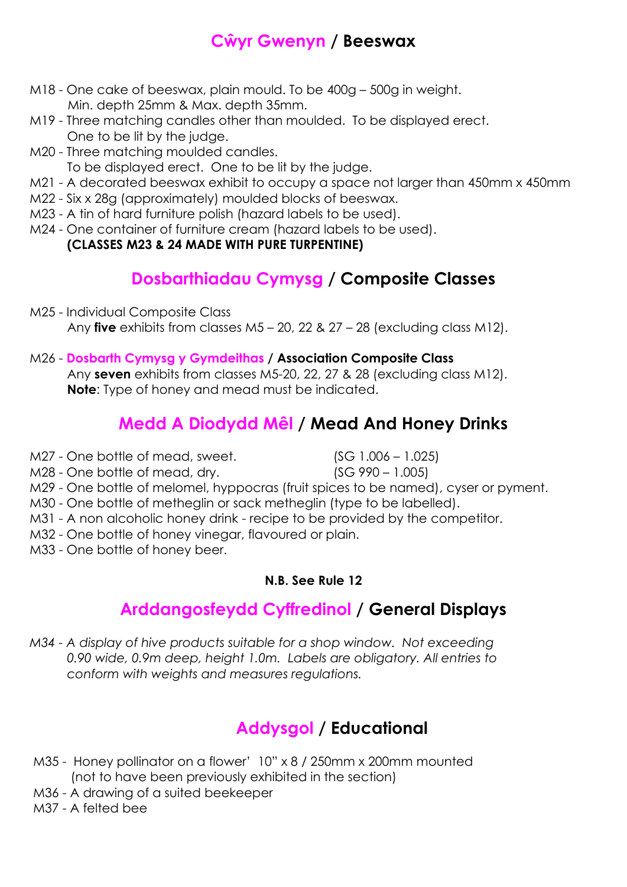## Cŵyr Gwenyn / Beeswax

- M18 - One cake of beeswax, plain mould. To be 400g – 500g in weight.
  Min. depth 25mm & Max. depth 35mm.
- M19 - Three matching candles other than moulded. To be displayed erect.
  One to be lit by the judge.
- M20 - Three matching moulded candles.
  To be displayed erect. One to be lit by the judge.
- M21 - A decorated beeswax exhibit to occupy a space not larger than 450mm x 450mm
- M22 - Six x 28g (approximately) moulded blocks of beeswax.
- M23 - A tin of hard furniture polish (hazard labels to be used).
- M24 - One container of furniture cream (hazard labels to be used).
  **(CLASSES M23 & 24 MADE WITH PURE TURPENTINE)**

## Dosbarthiadau Cymysg / Composite Classes

- M25 - Individual Composite Class
  Any **five** exhibits from classes M5 – 20, 22 & 27 – 28 (excluding class M12).

- M26 - **Dosbarth Cymysg y Gymdeithas / Association Composite Class**
  Any **seven** exhibits from classes M5-20, 22, 27 & 28 (excluding class M12).
  **Note**: Type of honey and mead must be indicated.

## Medd A Diodydd Mêl / Mead And Honey Drinks

- M27 - One bottle of mead, sweet. (SG 1.006 – 1.025)
- M28 - One bottle of mead, dry. (SG 990 – 1.005)
- M29 - One bottle of melomel, hyppocras (fruit spices to be named), cyser or pyment.
- M30 - One bottle of metheglin or sack metheglin (type to be labelled).
- M31 - A non alcoholic honey drink - recipe to be provided by the competitor.
- M32 - One bottle of honey vinegar, flavoured or plain.
- M33 - One bottle of honey beer.

**N.B. See Rule 12**

## Arddangosfeydd Cyffredinol / General Displays

*M34 - A display of hive products suitable for a shop window. Not exceeding 0.90 wide, 0.9m deep, height 1.0m. Labels are obligatory. All entries to conform with weights and measures regulations.*

## Addysgol / Educational

- M35 - Honey pollinator on a flower' 10" x 8 / 250mm x 200mm mounted
  (not to have been previously exhibited in the section)
- M36 - A drawing of a suited beekeeper
- M37 - A felted bee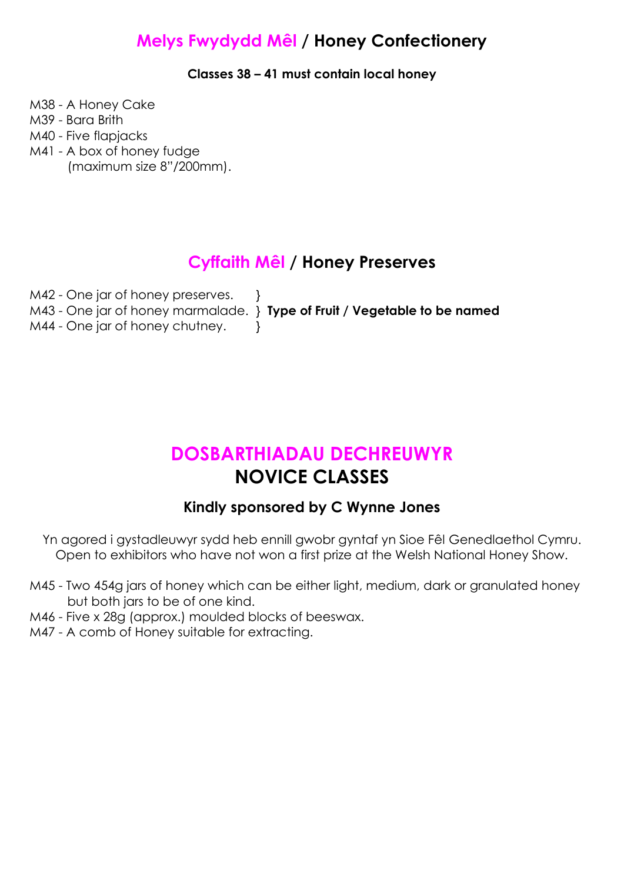## Melys Fwydydd Mêl / Honey Confectionery

**Classes 38 – 41 must contain local honey**

M38 - A Honey Cake
M39 - Bara Brith
M40 - Five flapjacks
M41 - A box of honey fudge
(maximum size 8"/200mm).

## Cyffaith Mêl / Honey Preserves

M42 - One jar of honey preserves. }
M43 - One jar of honey marmalade. } **Type of Fruit / Vegetable to be named**
M44 - One jar of honey chutney. }

# DOSBARTHIADAU DECHREUWYR
# NOVICE CLASSES

### Kindly sponsored by C Wynne Jones

Yn agored i gystadleuwyr sydd heb ennill gwobr gyntaf yn Sioe Fêl Genedlaethol Cymru.
Open to exhibitors who have not won a first prize at the Welsh National Honey Show.

M45 - Two 454g jars of honey which can be either light, medium, dark or granulated honey but both jars to be of one kind.
M46 - Five x 28g (approx.) moulded blocks of beeswax.
M47 - A comb of Honey suitable for extracting.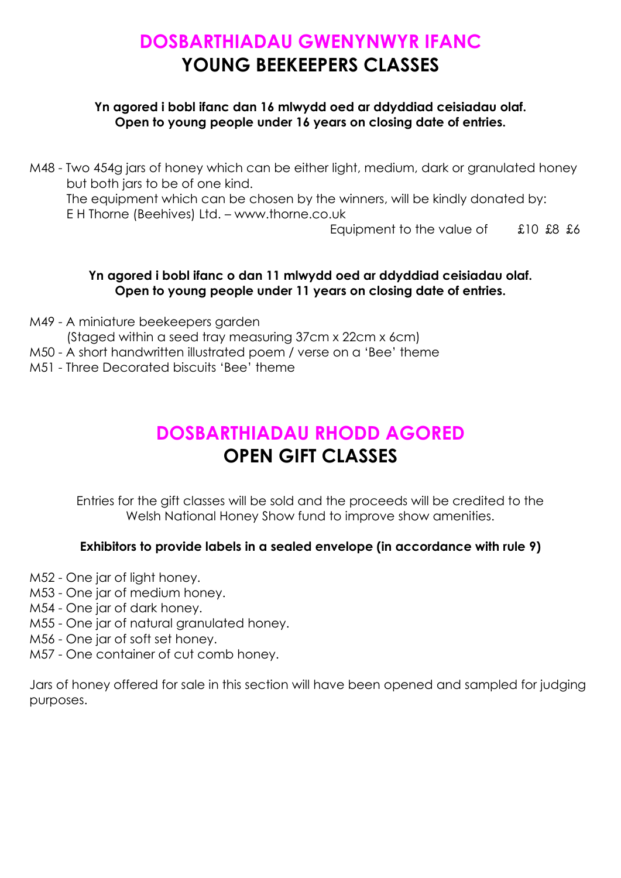# DOSBARTHIADAU GWENYNWYR IFANC
# YOUNG BEEKEEPERS CLASSES

**Yn agored i bobl ifanc dan 16 mlwydd oed ar ddyddiad ceisiadau olaf.**
**Open to young people under 16 years on closing date of entries.**

M48 - Two 454g jars of honey which can be either light, medium, dark or granulated honey but both jars to be of one kind.
The equipment which can be chosen by the winners, will be kindly donated by:
E H Thorne (Beehives) Ltd. – www.thorne.co.uk
Equipment to the value of £10 £8 £6

**Yn agored i bobl ifanc o dan 11 mlwydd oed ar ddyddiad ceisiadau olaf.**
**Open to young people under 11 years on closing date of entries.**

M49 - A miniature beekeepers garden
(Staged within a seed tray measuring 37cm x 22cm x 6cm)
M50 - A short handwritten illustrated poem / verse on a 'Bee' theme
M51 - Three Decorated biscuits 'Bee' theme

# DOSBARTHIADAU RHODD AGORED
# OPEN GIFT CLASSES

Entries for the gift classes will be sold and the proceeds will be credited to the Welsh National Honey Show fund to improve show amenities.

**Exhibitors to provide labels in a sealed envelope (in accordance with rule 9)**

M52 - One jar of light honey.
M53 - One jar of medium honey.
M54 - One jar of dark honey.
M55 - One jar of natural granulated honey.
M56 - One jar of soft set honey.
M57 - One container of cut comb honey.

Jars of honey offered for sale in this section will have been opened and sampled for judging purposes.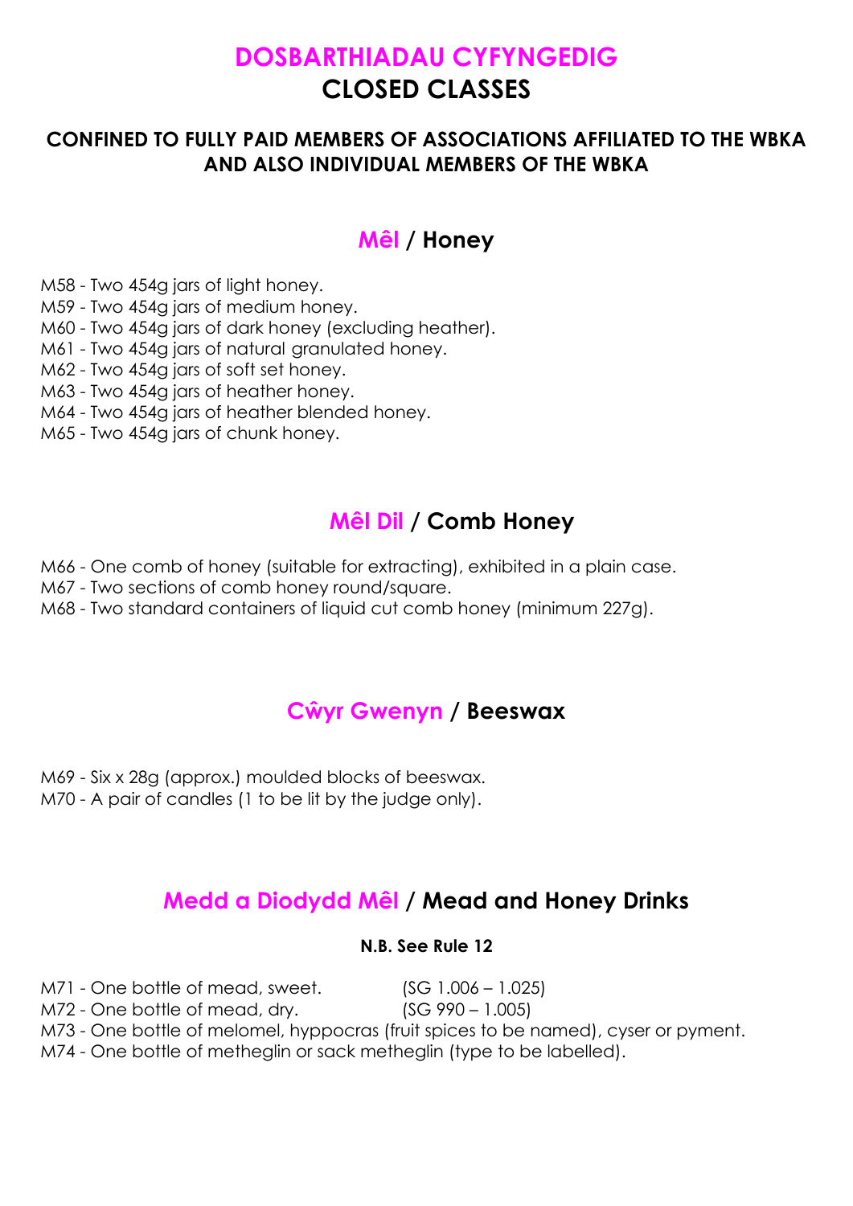# DOSBARTHIADAU CYFYNGEDIG
# CLOSED CLASSES

**CONFINED TO FULLY PAID MEMBERS OF ASSOCIATIONS AFFILIATED TO THE WBKA AND ALSO INDIVIDUAL MEMBERS OF THE WBKA**

## Mêl / Honey

M58 - Two 454g jars of light honey.
M59 - Two 454g jars of medium honey.
M60 - Two 454g jars of dark honey (excluding heather).
M61 - Two 454g jars of natural granulated honey.
M62 - Two 454g jars of soft set honey.
M63 - Two 454g jars of heather honey.
M64 - Two 454g jars of heather blended honey.
M65 - Two 454g jars of chunk honey.

## Mêl Dil / Comb Honey

M66 - One comb of honey (suitable for extracting), exhibited in a plain case.
M67 - Two sections of comb honey round/square.
M68 - Two standard containers of liquid cut comb honey (minimum 227g).

## Cŵyr Gwenyn / Beeswax

M69 - Six x 28g (approx.) moulded blocks of beeswax.
M70 - A pair of candles (1 to be lit by the judge only).

## Medd a Diodydd Mêl / Mead and Honey Drinks

**N.B. See Rule 12**

M71 - One bottle of mead, sweet. (SG 1.006 – 1.025)
M72 - One bottle of mead, dry. (SG 990 – 1.005)
M73 - One bottle of melomel, hyppocras (fruit spices to be named), cyser or pyment.
M74 - One bottle of metheglin or sack metheglin (type to be labelled).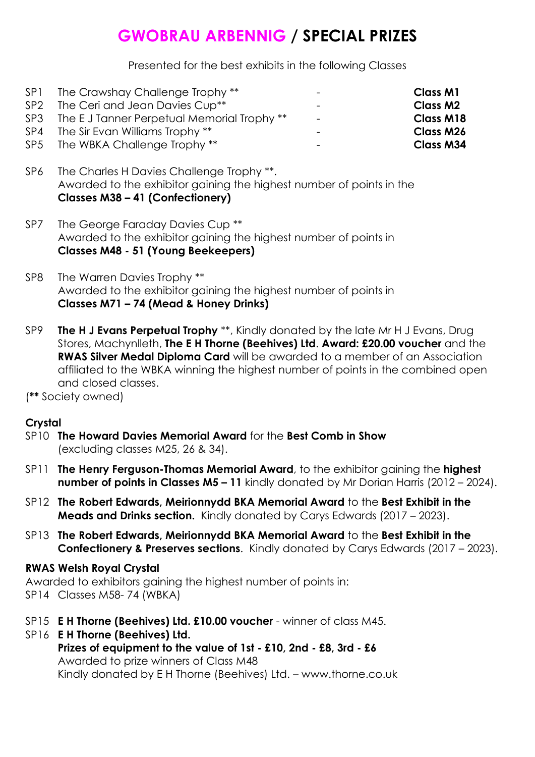# GWOBRAU ARBENNIG / SPECIAL PRIZES

Presented for the best exhibits in the following Classes

| | | | |
|---|---|---|---|
| SP1 | The Crawshay Challenge Trophy ** | - | **Class M1** |
| SP2 | The Ceri and Jean Davies Cup** | - | **Class M2** |
| SP3 | The E J Tanner Perpetual Memorial Trophy ** | - | **Class M18** |
| SP4 | The Sir Evan Williams Trophy ** | - | **Class M26** |
| SP5 | The WBKA Challenge Trophy ** | - | **Class M34** |

SP6 The Charles H Davies Challenge Trophy **.
Awarded to the exhibitor gaining the highest number of points in the **Classes M38 – 41 (Confectionery)**

SP7 The George Faraday Davies Cup **
Awarded to the exhibitor gaining the highest number of points in **Classes M48 - 51 (Young Beekeepers)**

SP8 The Warren Davies Trophy **
Awarded to the exhibitor gaining the highest number of points in **Classes M71 – 74 (Mead & Honey Drinks)**

SP9 **The H J Evans Perpetual Trophy** **, Kindly donated by the late Mr H J Evans, Drug Stores, Machynlleth, **The E H Thorne (Beehives) Ltd**. **Award: £20.00 voucher** and the **RWAS Silver Medal Diploma Card** will be awarded to a member of an Association affiliated to the WBKA winning the highest number of points in the combined open and closed classes.

(**\*\*** Society owned)

**Crystal**

SP10 **The Howard Davies Memorial Award** for the **Best Comb in Show** (excluding classes M25, 26 & 34).

SP11 **The Henry Ferguson-Thomas Memorial Award**, to the exhibitor gaining the **highest number of points in Classes M5 – 11** kindly donated by Mr Dorian Harris (2012 – 2024).

SP12 **The Robert Edwards, Meirionnydd BKA Memorial Award** to the **Best Exhibit in the Meads and Drinks section.** Kindly donated by Carys Edwards (2017 – 2023).

SP13 **The Robert Edwards, Meirionnydd BKA Memorial Award** to the **Best Exhibit in the Confectionery & Preserves sections**. Kindly donated by Carys Edwards (2017 – 2023).

**RWAS Welsh Royal Crystal**

Awarded to exhibitors gaining the highest number of points in:

SP14 Classes M58- 74 (WBKA)

SP15 **E H Thorne (Beehives) Ltd. £10.00 voucher** - winner of class M45.

SP16 **E H Thorne (Beehives) Ltd.**
**Prizes of equipment to the value of 1st - £10, 2nd - £8, 3rd - £6**
Awarded to prize winners of Class M48
Kindly donated by E H Thorne (Beehives) Ltd. – www.thorne.co.uk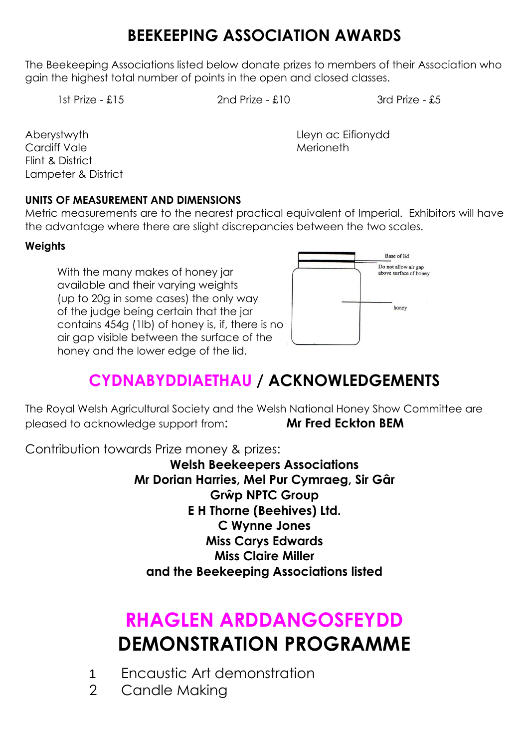# BEEKEEPING ASSOCIATION AWARDS

The Beekeeping Associations listed below donate prizes to members of their Association who gain the highest total number of points in the open and closed classes.

1st Prize - £15 &nbsp;&nbsp;&nbsp;&nbsp; 2nd Prize - £10 &nbsp;&nbsp;&nbsp;&nbsp; 3rd Prize - £5

Aberystwyth
Cardiff Vale
Flint & District
Lampeter & District
Lleyn ac Eifionydd
Merioneth

**UNITS OF MEASUREMENT AND DIMENSIONS**

Metric measurements are to the nearest practical equivalent of Imperial. Exhibitors will have the advantage where there are slight discrepancies between the two scales.

**Weights**

With the many makes of honey jar available and their varying weights (up to 20g in some cases) the only way of the judge being certain that the jar contains 454g (1lb) of honey is, if, there is no air gap visible between the surface of the honey and the lower edge of the lid.

Base of lid
Do not allow air gap above surface of honey
honey

## CYDNABYDDIAETHAU / ACKNOWLEDGEMENTS

The Royal Welsh Agricultural Society and the Welsh National Honey Show Committee are pleased to acknowledge support from: **Mr Fred Eckton BEM**

Contribution towards Prize money & prizes:

**Welsh Beekeepers Associations**
**Mr Dorian Harries, Mel Pur Cymraeg, Sir Gâr**
**Grŵp NPTC Group**
**E H Thorne (Beehives) Ltd.**
**C Wynne Jones**
**Miss Carys Edwards**
**Miss Claire Miller**
**and the Beekeeping Associations listed**

# RHAGLEN ARDDANGOSFEYDD
# DEMONSTRATION PROGRAMME

1. Encaustic Art demonstration
2. Candle Making